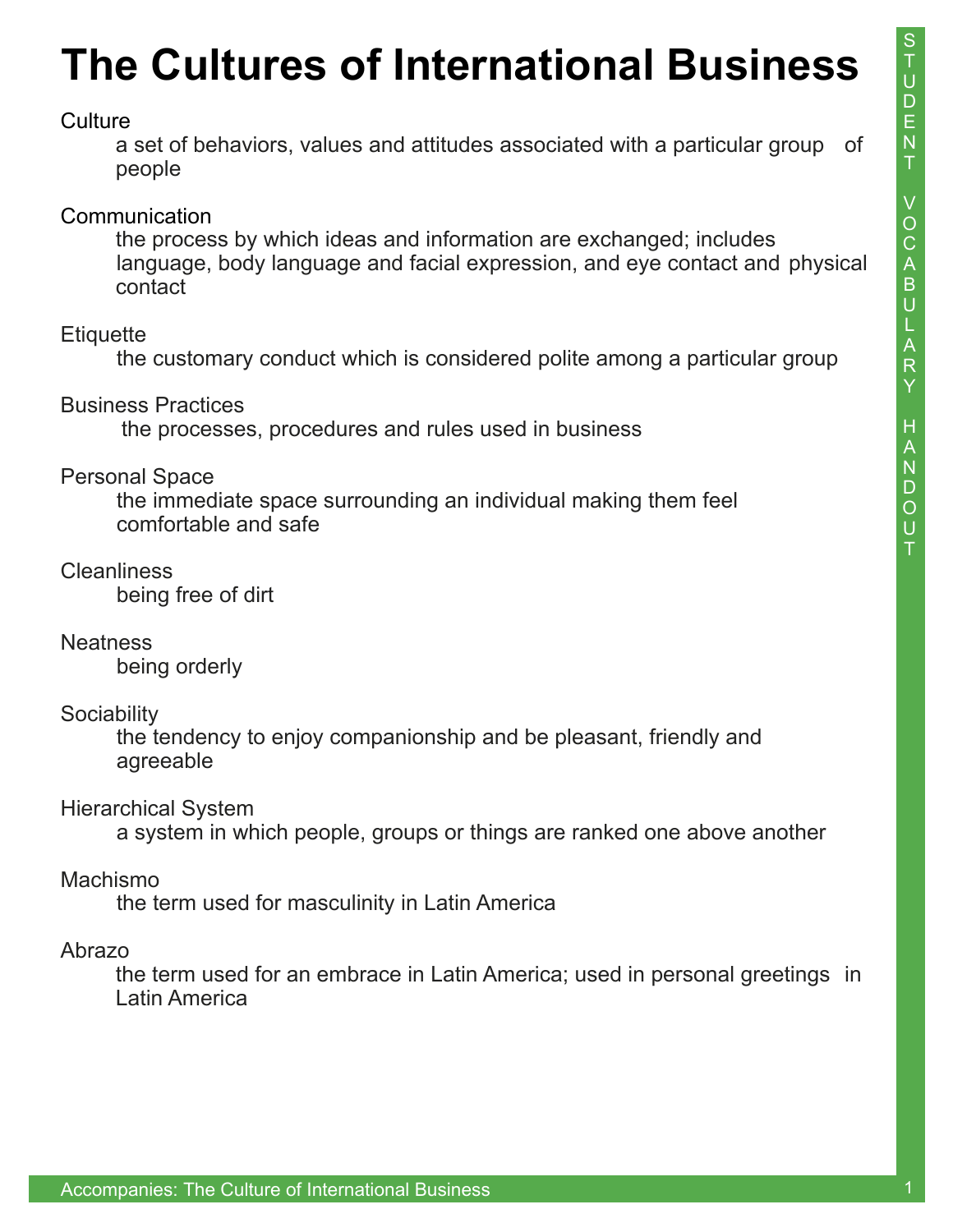# The Cultures of International Business

**Culture**
a set of behaviors, values and attitudes associated with a particular group of people

**Communication**
the process by which ideas and information are exchanged; includes language, body language and facial expression, and eye contact and physical contact

**Etiquette**
the customary conduct which is considered polite among a particular group

**Business Practices**
the processes, procedures and rules used in business

**Personal Space**
the immediate space surrounding an individual making them feel comfortable and safe

**Cleanliness**
being free of dirt

**Neatness**
being orderly

**Sociability**
the tendency to enjoy companionship and be pleasant, friendly and agreeable

**Hierarchical System**
a system in which people, groups or things are ranked one above another

**Machismo**
the term used for masculinity in Latin America

**Abrazo**
the term used for an embrace in Latin America; used in personal greetings in Latin America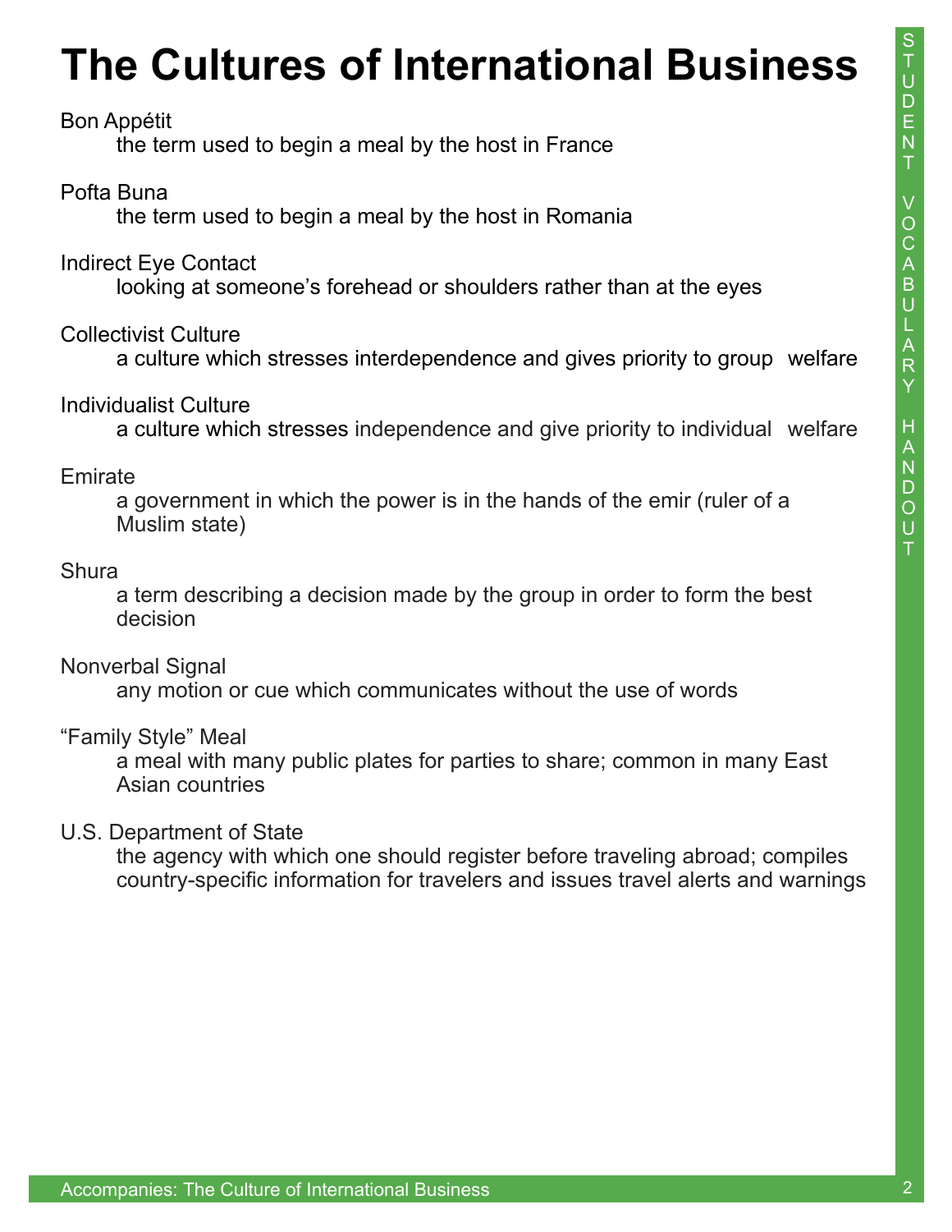# The Cultures of International Business

**Bon Appétit**
: the term used to begin a meal by the host in France

**Pofta Buna**
: the term used to begin a meal by the host in Romania

**Indirect Eye Contact**
: looking at someone's forehead or shoulders rather than at the eyes

**Collectivist Culture**
: a culture which stresses interdependence and gives priority to group welfare

**Individualist Culture**
: a culture which stresses independence and give priority to individual welfare

**Emirate**
: a government in which the power is in the hands of the emir (ruler of a Muslim state)

**Shura**
: a term describing a decision made by the group in order to form the best decision

**Nonverbal Signal**
: any motion or cue which communicates without the use of words

**"Family Style" Meal**
: a meal with many public plates for parties to share; common in many East Asian countries

**U.S. Department of State**
: the agency with which one should register before traveling abroad; compiles country-specific information for travelers and issues travel alerts and warnings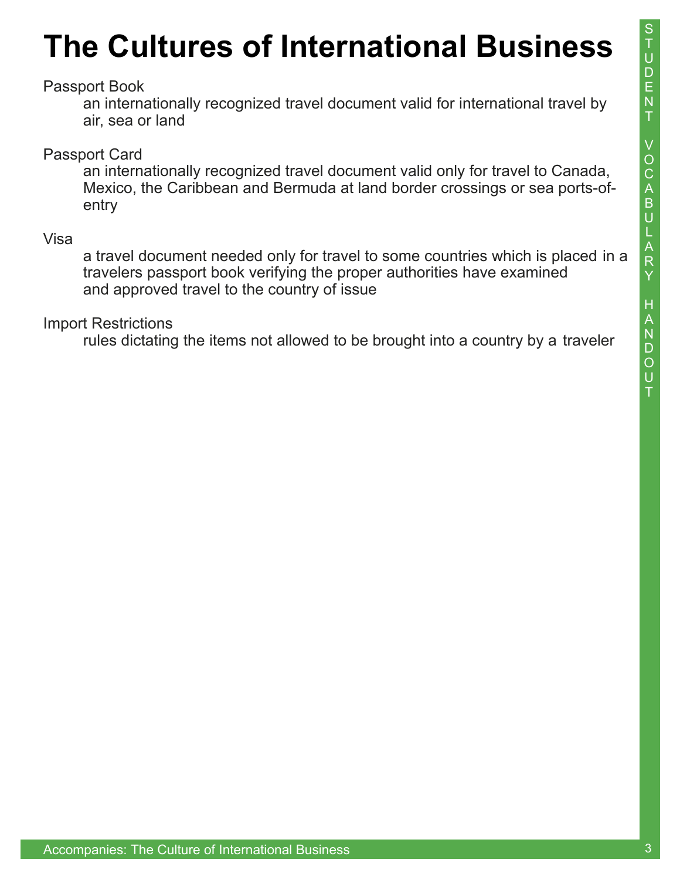# The Cultures of International Business

Passport Book
: an internationally recognized travel document valid for international travel by air, sea or land

Passport Card
: an internationally recognized travel document valid only for travel to Canada, Mexico, the Caribbean and Bermuda at land border crossings or sea ports-of-entry

Visa
: a travel document needed only for travel to some countries which is placed in a travelers passport book verifying the proper authorities have examined and approved travel to the country of issue

Import Restrictions
: rules dictating the items not allowed to be brought into a country by a traveler